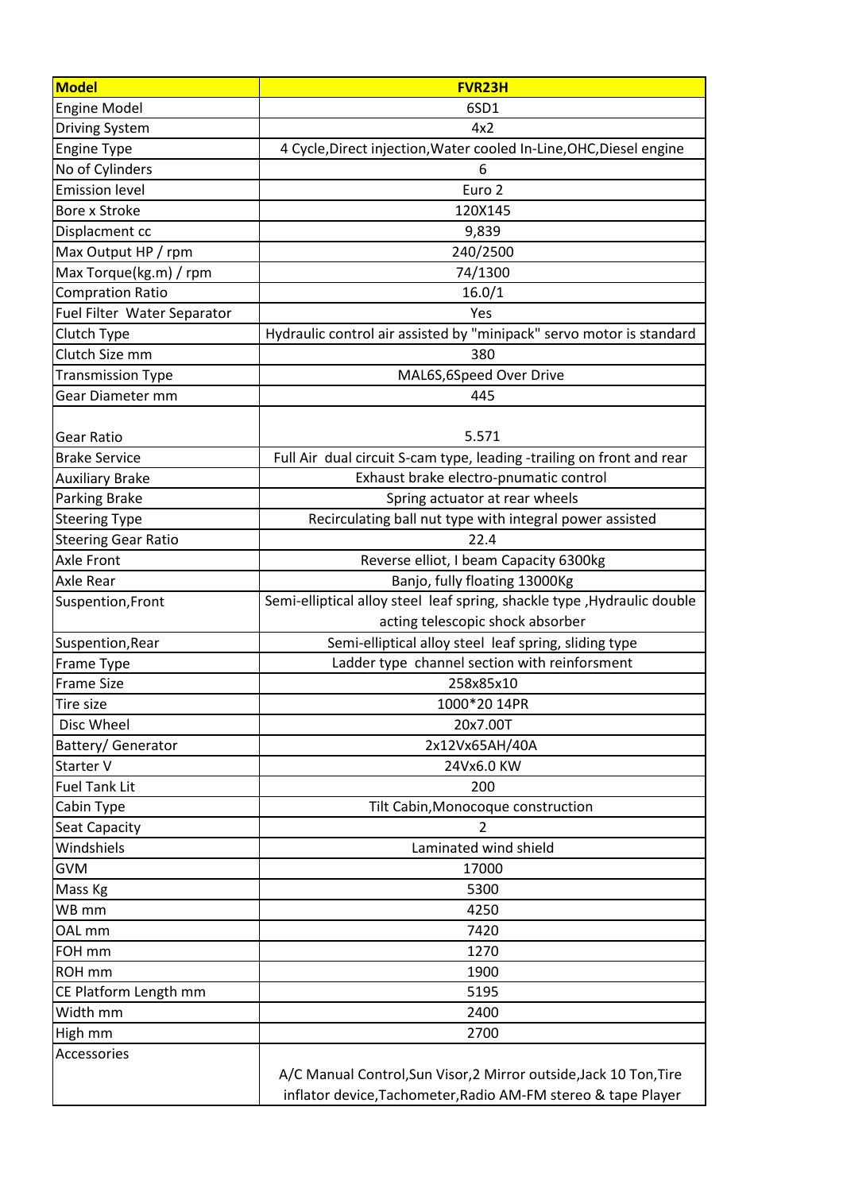| Model | FVR23H |
|---|---|
| Engine Model | 6SD1 |
| Driving System | 4x2 |
| Engine Type | 4 Cycle,Direct injection,Water cooled In-Line,OHC,Diesel engine |
| No of Cylinders | 6 |
| Emission level | Euro 2 |
| Bore x Stroke | 120X145 |
| Displacment cc | 9,839 |
| Max Output HP / rpm | 240/2500 |
| Max Torque(kg.m) / rpm | 74/1300 |
| Compration Ratio | 16.0/1 |
| Fuel Filter Water Separator | Yes |
| Clutch Type | Hydraulic control air assisted by "minipack" servo motor is standard |
| Clutch Size mm | 380 |
| Transmission Type | MAL6S,6Speed Over Drive |
| Gear Diameter mm | 445 |
| Gear Ratio | 5.571 |
| Brake Service | Full Air dual circuit S-cam type, leading -trailing on front and rear |
| Auxiliary Brake | Exhaust brake electro-pnumatic control |
| Parking Brake | Spring actuator at rear wheels |
| Steering Type | Recirculating ball nut type with integral power assisted |
| Steering Gear Ratio | 22.4 |
| Axle Front | Reverse elliot, I beam Capacity 6300kg |
| Axle Rear | Banjo, fully floating 13000Kg |
| Suspention,Front | Semi-elliptical alloy steel leaf spring, shackle type ,Hydraulic double acting telescopic shock absorber |
| Suspention,Rear | Semi-elliptical alloy steel leaf spring, sliding type |
| Frame Type | Ladder type channel section with reinforsment |
| Frame Size | 258x85x10 |
| Tire size | 1000*20 14PR |
| Disc Wheel | 20x7.00T |
| Battery/ Generator | 2x12Vx65AH/40A |
| Starter V | 24Vx6.0 KW |
| Fuel Tank Lit | 200 |
| Cabin Type | Tilt Cabin,Monocoque construction |
| Seat Capacity | 2 |
| Windshiels | Laminated wind shield |
| GVM | 17000 |
| Mass Kg | 5300 |
| WB mm | 4250 |
| OAL mm | 7420 |
| FOH mm | 1270 |
| ROH mm | 1900 |
| CE Platform Length mm | 5195 |
| Width mm | 2400 |
| High mm | 2700 |
| Accessories | A/C Manual Control,Sun Visor,2 Mirror outside,Jack 10 Ton,Tire inflator device,Tachometer,Radio AM-FM stereo & tape Player |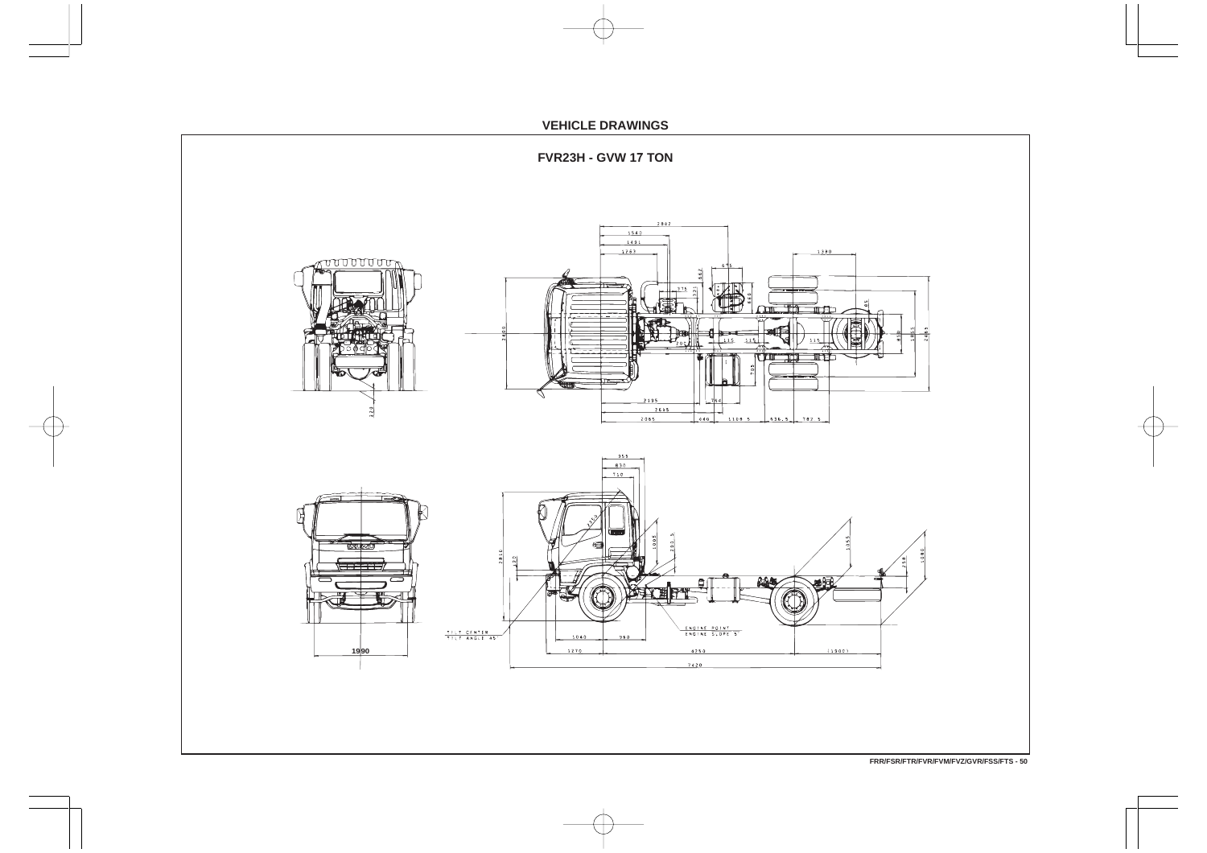## VEHICLE DRAWINGS

### FVR23H - GVW 17 TON

2862
1540
1491
1263
1390
675
375
862
321
245
850
650
65
2400
205
115
115
115
705
850
1855
2485
220
2195
764
2695
2065
440
1109.5
436.5
782.5

955
830
710
2310
1065
202.5
1055
1080
250
2810
120
TILT CENTER
TILT ANGLE 45°
ENGINE POINT
ENGINE SLOPE 5°
1040
960
1270
4250
(1900)
7420
1990